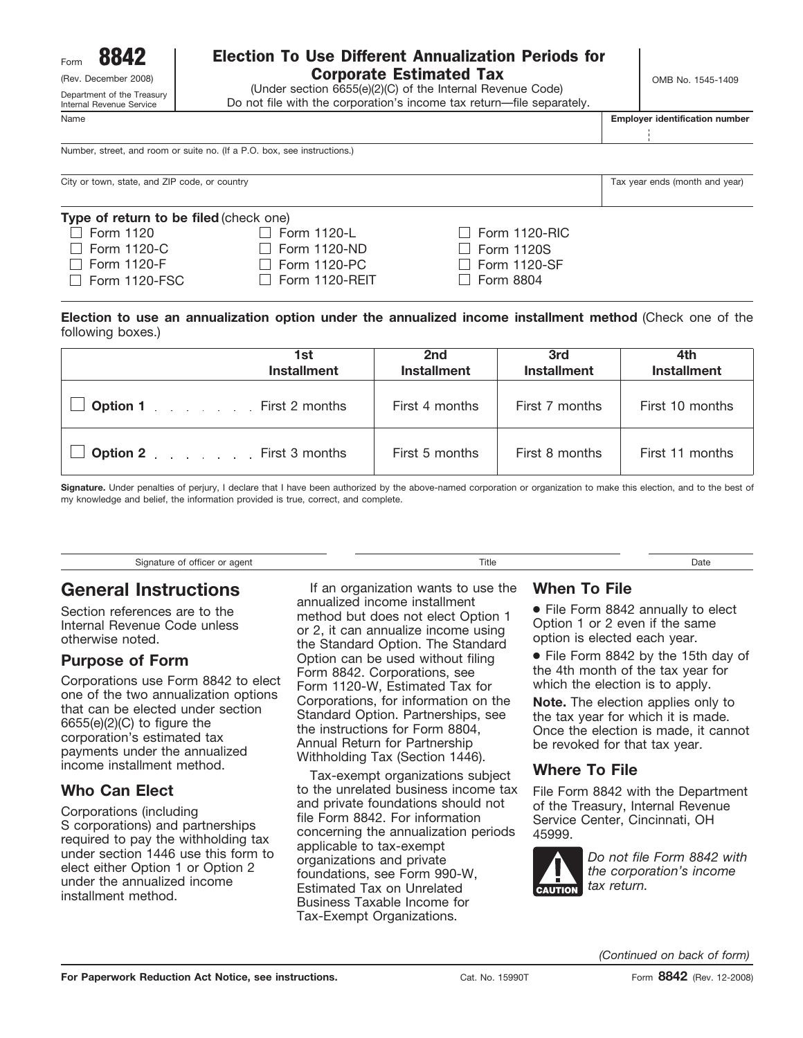Form **8842**
(Rev. December 2008)
Department of the Treasury
Internal Revenue Service

# Election To Use Different Annualization Periods for Corporate Estimated Tax

(Under section 6655(e)(2)(C) of the Internal Revenue Code)
Do not file with the corporation's income tax return—file separately.

OMB No. 1545-1409

Name | **Employer identification number**

Number, street, and room or suite no. (If a P.O. box, see instructions.)

City or town, state, and ZIP code, or country | Tax year ends (month and year)

**Type of return to be filed** (check one)

- ☐ Form 1120
- ☐ Form 1120-C
- ☐ Form 1120-F
- ☐ Form 1120-FSC
- ☐ Form 1120-L
- ☐ Form 1120-ND
- ☐ Form 1120-PC
- ☐ Form 1120-REIT
- ☐ Form 1120-RIC
- ☐ Form 1120S
- ☐ Form 1120-SF
- ☐ Form 8804

**Election to use an annualization option under the annualized income installment method** (Check one of the following boxes.)

| | 1st Installment | 2nd Installment | 3rd Installment | 4th Installment |
|---|---|---|---|---|
| ☐ **Option 1** | First 2 months | First 4 months | First 7 months | First 10 months |
| ☐ **Option 2** | First 3 months | First 5 months | First 8 months | First 11 months |

**Signature.** Under penalties of perjury, I declare that I have been authorized by the above-named corporation or organization to make this election, and to the best of my knowledge and belief, the information provided is true, correct, and complete.

Signature of officer or agent | Title | Date

## General Instructions

Section references are to the Internal Revenue Code unless otherwise noted.

### Purpose of Form

Corporations use Form 8842 to elect one of the two annualization options that can be elected under section 6655(e)(2)(C) to figure the corporation's estimated tax payments under the annualized income installment method.

### Who Can Elect

Corporations (including S corporations) and partnerships required to pay the withholding tax under section 1446 use this form to elect either Option 1 or Option 2 under the annualized income installment method.

If an organization wants to use the annualized income installment method but does not elect Option 1 or 2, it can annualize income using the Standard Option. The Standard Option can be used without filing Form 8842. Corporations, see Form 1120-W, Estimated Tax for Corporations, for information on the Standard Option. Partnerships, see the instructions for Form 8804, Annual Return for Partnership Withholding Tax (Section 1446).

Tax-exempt organizations subject to the unrelated business income tax and private foundations should not file Form 8842. For information concerning the annualization periods applicable to tax-exempt organizations and private foundations, see Form 990-W, Estimated Tax on Unrelated Business Taxable Income for Tax-Exempt Organizations.

### When To File

- File Form 8842 annually to elect Option 1 or 2 even if the same option is elected each year.
- File Form 8842 by the 15th day of the 4th month of the tax year for which the election is to apply.

**Note.** The election applies only to the tax year for which it is made. Once the election is made, it cannot be revoked for that tax year.

### Where To File

File Form 8842 with the Department of the Treasury, Internal Revenue Service Center, Cincinnati, OH 45999.

**CAUTION** *Do not file Form 8842 with the corporation's income tax return.*

*(Continued on back of form)*

**For Paperwork Reduction Act Notice, see instructions.** Cat. No. 15990T Form **8842** (Rev. 12-2008)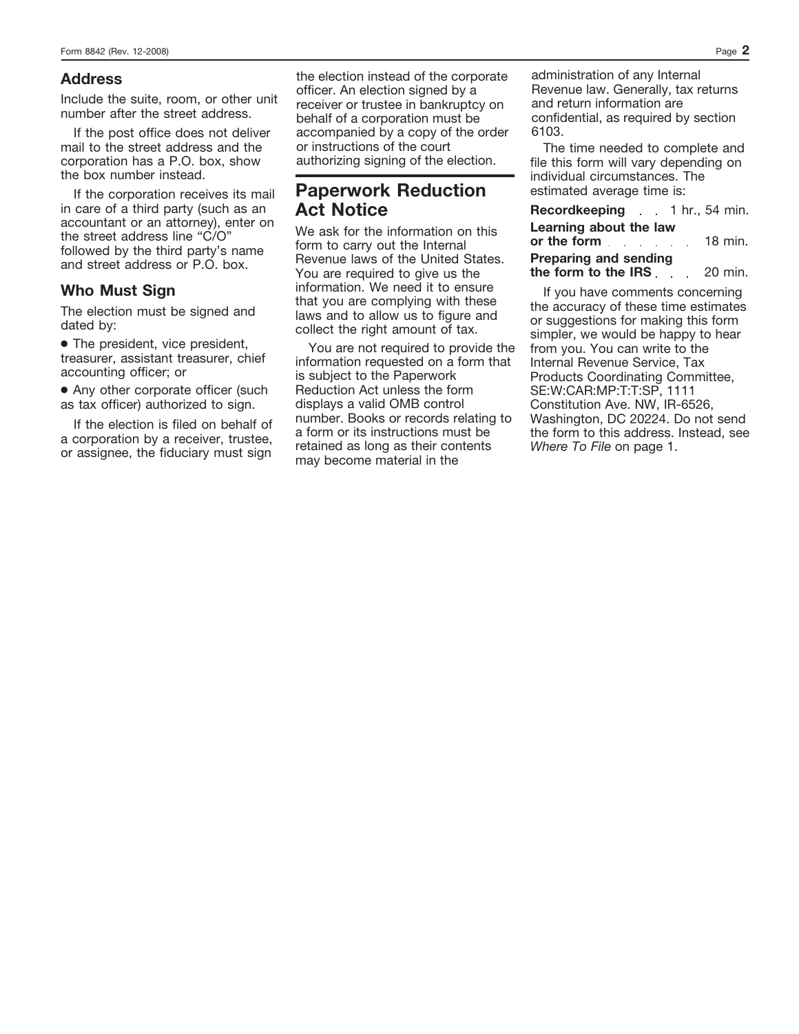## Address

Include the suite, room, or other unit number after the street address.

If the post office does not deliver mail to the street address and the corporation has a P.O. box, show the box number instead.

If the corporation receives its mail in care of a third party (such as an accountant or an attorney), enter on the street address line "C/O" followed by the third party's name and street address or P.O. box.

## Who Must Sign

The election must be signed and dated by:

- The president, vice president, treasurer, assistant treasurer, chief accounting officer; or
- Any other corporate officer (such as tax officer) authorized to sign.

If the election is filed on behalf of a corporation by a receiver, trustee, or assignee, the fiduciary must sign the election instead of the corporate officer. An election signed by a receiver or trustee in bankruptcy on behalf of a corporation must be accompanied by a copy of the order or instructions of the court authorizing signing of the election.

## Paperwork Reduction Act Notice

We ask for the information on this form to carry out the Internal Revenue laws of the United States. You are required to give us the information. We need it to ensure that you are complying with these laws and to allow us to figure and collect the right amount of tax.

You are not required to provide the information requested on a form that is subject to the Paperwork Reduction Act unless the form displays a valid OMB control number. Books or records relating to a form or its instructions must be retained as long as their contents may become material in the administration of any Internal Revenue law. Generally, tax returns and return information are confidential, as required by section 6103.

The time needed to complete and file this form will vary depending on individual circumstances. The estimated average time is:

**Recordkeeping** . . 1 hr., 54 min.
**Learning about the law or the form** . . . . . . . 18 min.
**Preparing and sending the form to the IRS** . . . 20 min.

If you have comments concerning the accuracy of these time estimates or suggestions for making this form simpler, we would be happy to hear from you. You can write to the Internal Revenue Service, Tax Products Coordinating Committee, SE:W:CAR:MP:T:T:SP, 1111 Constitution Ave. NW, IR-6526, Washington, DC 20224. Do not send the form to this address. Instead, see *Where To File* on page 1.